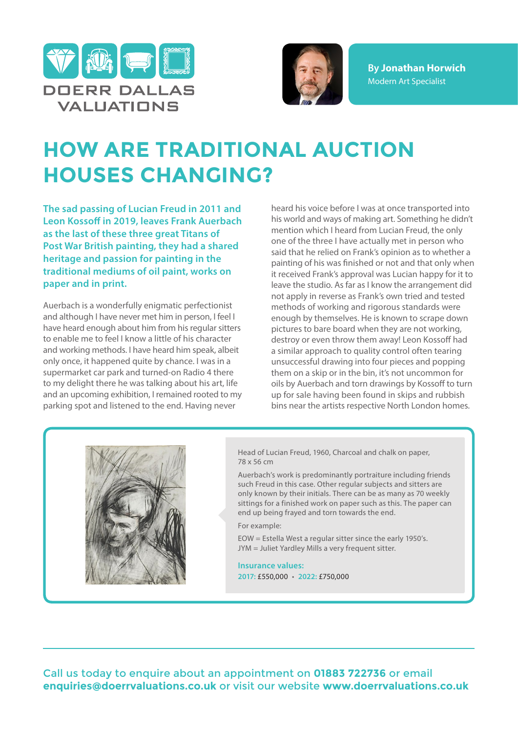DOERR DALLAS VALUATIONS

**By Jonathan Horwich**
Modern Art Specialist

# HOW ARE TRADITIONAL AUCTION HOUSES CHANGING?

**The sad passing of Lucian Freud in 2011 and Leon Kossoff in 2019, leaves Frank Auerbach as the last of these three great Titans of Post War British painting, they had a shared heritage and passion for painting in the traditional mediums of oil paint, works on paper and in print.**

Auerbach is a wonderfully enigmatic perfectionist and although I have never met him in person, I feel I have heard enough about him from his regular sitters to enable me to feel I know a little of his character and working methods. I have heard him speak, albeit only once, it happened quite by chance. I was in a supermarket car park and turned-on Radio 4 there to my delight there he was talking about his art, life and an upcoming exhibition, I remained rooted to my parking spot and listened to the end. Having never heard his voice before I was at once transported into his world and ways of making art. Something he didn't mention which I heard from Lucian Freud, the only one of the three I have actually met in person who said that he relied on Frank's opinion as to whether a painting of his was finished or not and that only when it received Frank's approval was Lucian happy for it to leave the studio. As far as I know the arrangement did not apply in reverse as Frank's own tried and tested methods of working and rigorous standards were enough by themselves. He is known to scrape down pictures to bare board when they are not working, destroy or even throw them away! Leon Kossoff had a similar approach to quality control often tearing unsuccessful drawing into four pieces and popping them on a skip or in the bin, it's not uncommon for oils by Auerbach and torn drawings by Kossoff to turn up for sale having been found in skips and rubbish bins near the artists respective North London homes.

Head of Lucian Freud, 1960, Charcoal and chalk on paper, 78 x 56 cm

Auerbach's work is predominantly portraiture including friends such Freud in this case. Other regular subjects and sitters are only known by their initials. There can be as many as 70 weekly sittings for a finished work on paper such as this. The paper can end up being frayed and torn towards the end.

For example:

EOW = Estella West a regular sitter since the early 1950's.
JYM = Juliet Yardley Mills a very frequent sitter.

**Insurance values:**
**2017:** £550,000 • **2022:** £750,000

Call us today to enquire about an appointment on **01883 722736** or email **enquiries@doerrvaluations.co.uk** or visit our website **www.doerrvaluations.co.uk**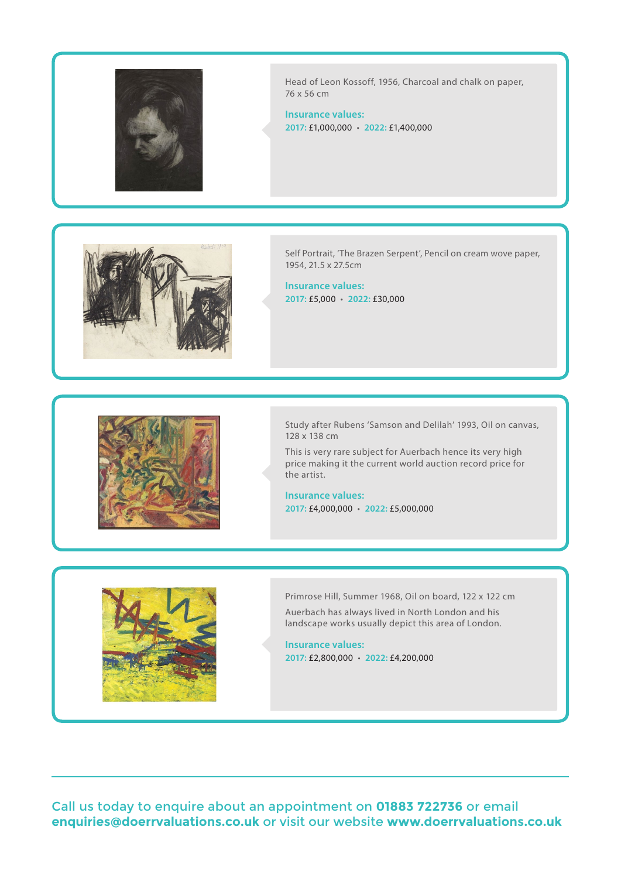Head of Leon Kossoff, 1956, Charcoal and chalk on paper, 76 x 56 cm

**Insurance values:**
**2017:** £1,000,000 • **2022:** £1,400,000

Self Portrait, 'The Brazen Serpent', Pencil on cream wove paper, 1954, 21.5 x 27.5cm

**Insurance values:**
**2017:** £5,000 • **2022:** £30,000

Study after Rubens 'Samson and Delilah' 1993, Oil on canvas, 128 x 138 cm

This is very rare subject for Auerbach hence its very high price making it the current world auction record price for the artist.

**Insurance values:**
**2017:** £4,000,000 • **2022:** £5,000,000

Primrose Hill, Summer 1968, Oil on board, 122 x 122 cm

Auerbach has always lived in North London and his landscape works usually depict this area of London.

**Insurance values:**
**2017:** £2,800,000 • **2022:** £4,200,000

---

Call us today to enquire about an appointment on **01883 722736** or email **enquiries@doerrvaluations.co.uk** or visit our website **www.doerrvaluations.co.uk**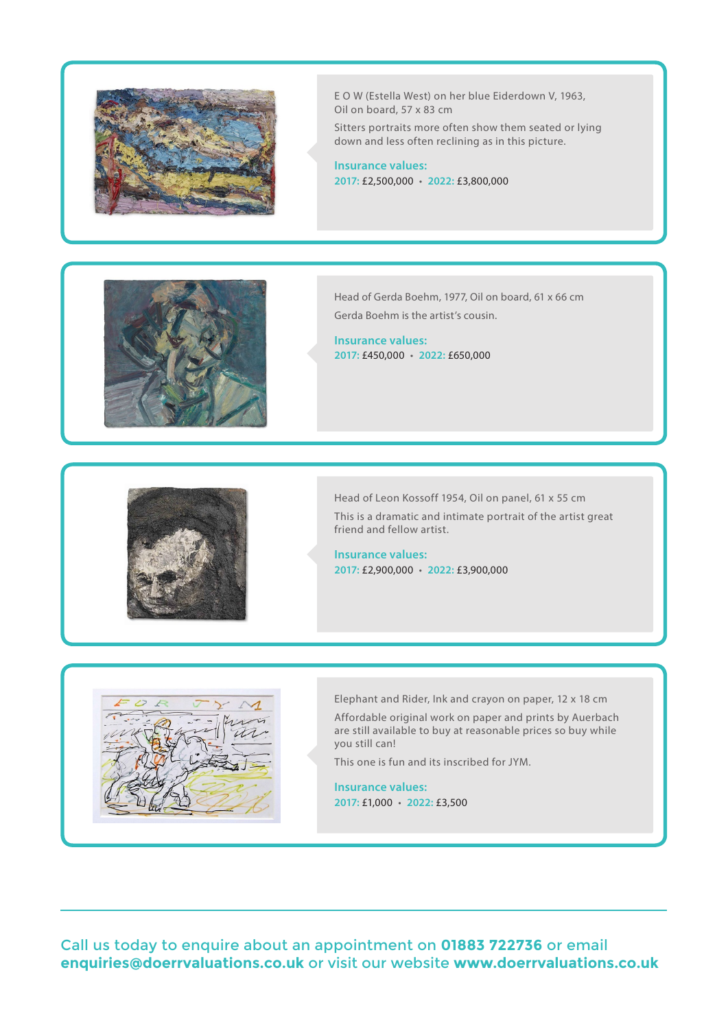E O W (Estella West) on her blue Eiderdown V, 1963, Oil on board, 57 x 83 cm

Sitters portraits more often show them seated or lying down and less often reclining as in this picture.

**Insurance values:**
**2017:** £2,500,000 • **2022:** £3,800,000

---

Head of Gerda Boehm, 1977, Oil on board, 61 x 66 cm

Gerda Boehm is the artist's cousin.

**Insurance values:**
**2017:** £450,000 • **2022:** £650,000

---

Head of Leon Kossoff 1954, Oil on panel, 61 x 55 cm

This is a dramatic and intimate portrait of the artist great friend and fellow artist.

**Insurance values:**
**2017:** £2,900,000 • **2022:** £3,900,000

---

Elephant and Rider, Ink and crayon on paper, 12 x 18 cm

Affordable original work on paper and prints by Auerbach are still available to buy at reasonable prices so buy while you still can!

This one is fun and its inscribed for JYM.

**Insurance values:**
**2017:** £1,000 • **2022:** £3,500

---

Call us today to enquire about an appointment on **01883 722736** or email **enquiries@doerrvaluations.co.uk** or visit our website **www.doerrvaluations.co.uk**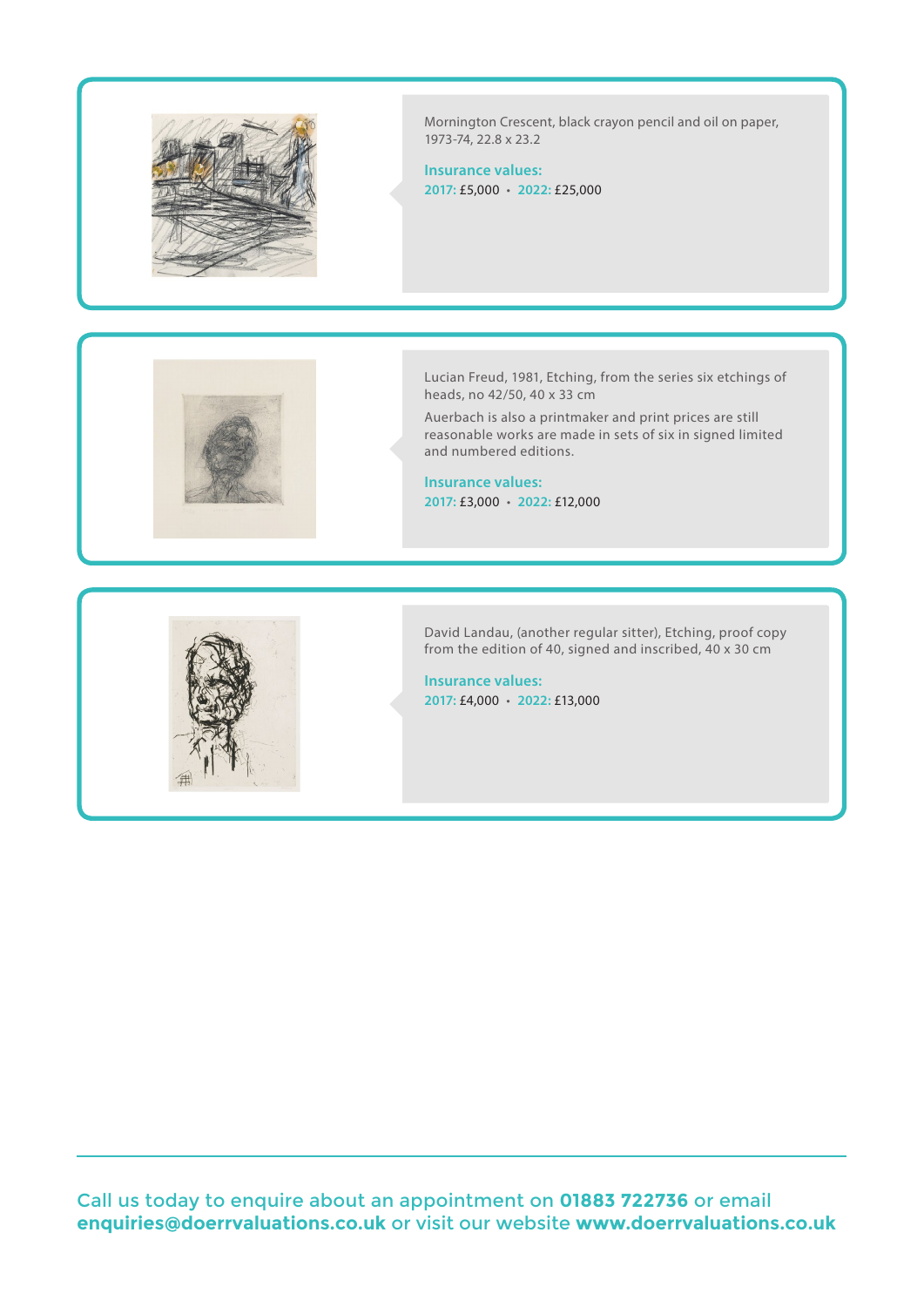Mornington Crescent, black crayon pencil and oil on paper, 1973-74, 22.8 x 23.2

**Insurance values:**
**2017:** £5,000 • **2022:** £25,000

Lucian Freud, 1981, Etching, from the series six etchings of heads, no 42/50, 40 x 33 cm

Auerbach is also a printmaker and print prices are still reasonable works are made in sets of six in signed limited and numbered editions.

**Insurance values:**
**2017:** £3,000 • **2022:** £12,000

David Landau, (another regular sitter), Etching, proof copy from the edition of 40, signed and inscribed, 40 x 30 cm

**Insurance values:**
**2017:** £4,000 • **2022:** £13,000

---

Call us today to enquire about an appointment on **01883 722736** or email **enquiries@doerrvaluations.co.uk** or visit our website **www.doerrvaluations.co.uk**